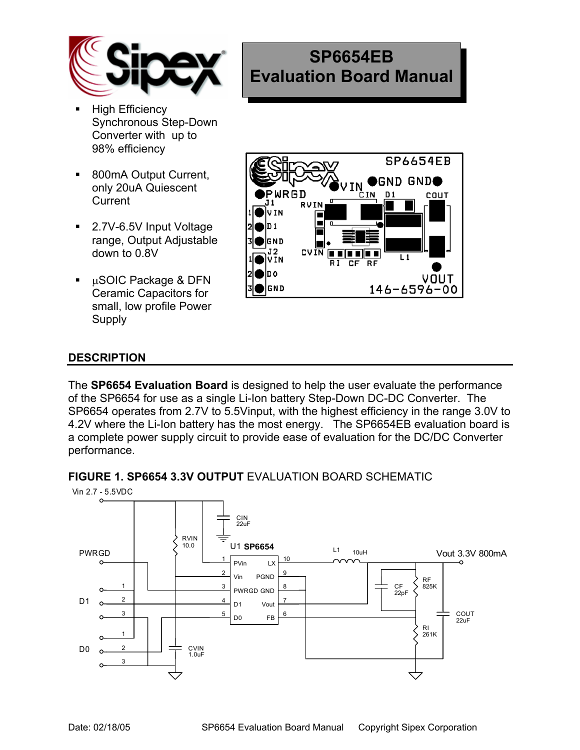# SP6654EB Evaluation Board Manual

- High Efficiency Synchronous Step-Down Converter with up to 98% efficiency
- 800mA Output Current, only 20uA Quiescent Current
- 2.7V-6.5V Input Voltage range, Output Adjustable down to 0.8V
- µSOIC Package & DFN Ceramic Capacitors for small, low profile Power Supply

## DESCRIPTION

The **SP6654 Evaluation Board** is designed to help the user evaluate the performance of the SP6654 for use as a single Li-Ion battery Step-Down DC-DC Converter. The SP6654 operates from 2.7V to 5.5Vinput, with the highest efficiency in the range 3.0V to 4.2V where the Li-Ion battery has the most energy. The SP6654EB evaluation board is a complete power supply circuit to provide ease of evaluation for the DC/DC Converter performance.

**FIGURE 1. SP6654 3.3V OUTPUT** EVALUATION BOARD SCHEMATIC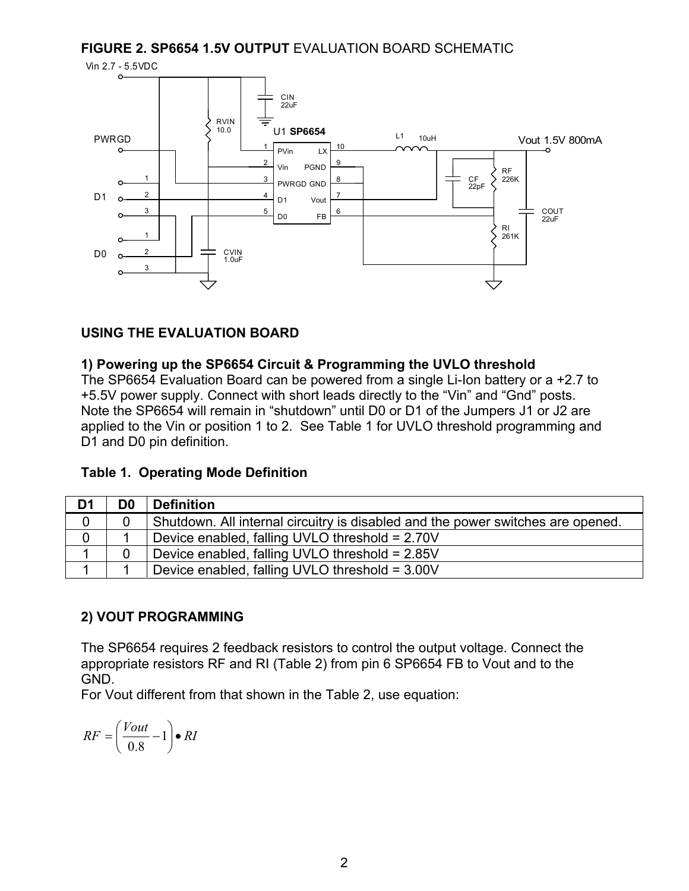**FIGURE 2. SP6654 1.5V OUTPUT** EVALUATION BOARD SCHEMATIC

Vin 2.7 - 5.5VDC

CIN 22uF

RVIN 10.0

U1 SP6654

L1 10uH

Vout 1.5V 800mA

PWRGD

| Pin | Name | Name | Pin |
|---|---|---|---|
| 1 | PVin | LX | 10 |
| 2 | Vin | PGND | 9 |
| 3 | PWRGD | GND | 8 |
| 4 | D1 | Vout | 7 |
| 5 | D0 | FB | 6 |

D1 1 2 3

D0 1 2 3

CVIN 1.0uF

CF 22pF

RF 226K

RI 261K

COUT 22uF

## USING THE EVALUATION BOARD

### 1) Powering up the SP6654 Circuit & Programming the UVLO threshold

The SP6654 Evaluation Board can be powered from a single Li-Ion battery or a +2.7 to +5.5V power supply. Connect with short leads directly to the "Vin" and "Gnd" posts. Note the SP6654 will remain in "shutdown" until D0 or D1 of the Jumpers J1 or J2 are applied to the Vin or position 1 to 2. See Table 1 for UVLO threshold programming and D1 and D0 pin definition.

**Table 1. Operating Mode Definition**

| D1 | D0 | Definition |
|---|---|---|
| 0 | 0 | Shutdown. All internal circuitry is disabled and the power switches are opened. |
| 0 | 1 | Device enabled, falling UVLO threshold = 2.70V |
| 1 | 0 | Device enabled, falling UVLO threshold = 2.85V |
| 1 | 1 | Device enabled, falling UVLO threshold = 3.00V |

### 2) VOUT PROGRAMMING

The SP6654 requires 2 feedback resistors to control the output voltage. Connect the appropriate resistors RF and RI (Table 2) from pin 6 SP6654 FB to Vout and to the GND.

For Vout different from that shown in the Table 2, use equation:

$$RF = \left( \frac{Vout}{0.8} - 1 \right) \bullet RI$$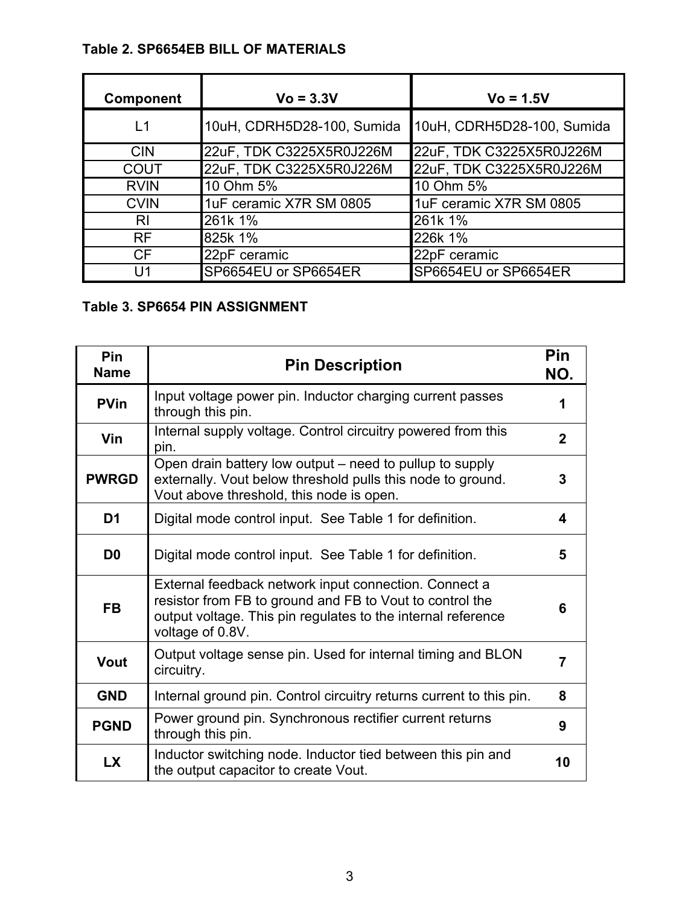**Table 2. SP6654EB BILL OF MATERIALS**

| Component | Vo = 3.3V | Vo = 1.5V |
|---|---|---|
| L1 | 10uH, CDRH5D28-100, Sumida | 10uH, CDRH5D28-100, Sumida |
| CIN | 22uF, TDK C3225X5R0J226M | 22uF, TDK C3225X5R0J226M |
| COUT | 22uF, TDK C3225X5R0J226M | 22uF, TDK C3225X5R0J226M |
| RVIN | 10 Ohm 5% | 10 Ohm 5% |
| CVIN | 1uF ceramic X7R SM 0805 | 1uF ceramic X7R SM 0805 |
| RI | 261k 1% | 261k 1% |
| RF | 825k 1% | 226k 1% |
| CF | 22pF ceramic | 22pF ceramic |
| U1 | SP6654EU or SP6654ER | SP6654EU or SP6654ER |

**Table 3. SP6654 PIN ASSIGNMENT**

| Pin Name | Pin Description | Pin NO. |
|---|---|---|
| **PVin** | Input voltage power pin. Inductor charging current passes through this pin. | 1 |
| **Vin** | Internal supply voltage. Control circuitry powered from this pin. | 2 |
| **PWRGD** | Open drain battery low output – need to pullup to supply externally. Vout below threshold pulls this node to ground. Vout above threshold, this node is open. | 3 |
| **D1** | Digital mode control input. See Table 1 for definition. | 4 |
| **D0** | Digital mode control input. See Table 1 for definition. | 5 |
| **FB** | External feedback network input connection. Connect a resistor from FB to ground and FB to Vout to control the output voltage. This pin regulates to the internal reference voltage of 0.8V. | 6 |
| **Vout** | Output voltage sense pin. Used for internal timing and BLON circuitry. | 7 |
| **GND** | Internal ground pin. Control circuitry returns current to this pin. | 8 |
| **PGND** | Power ground pin. Synchronous rectifier current returns through this pin. | 9 |
| **LX** | Inductor switching node. Inductor tied between this pin and the output capacitor to create Vout. | 10 |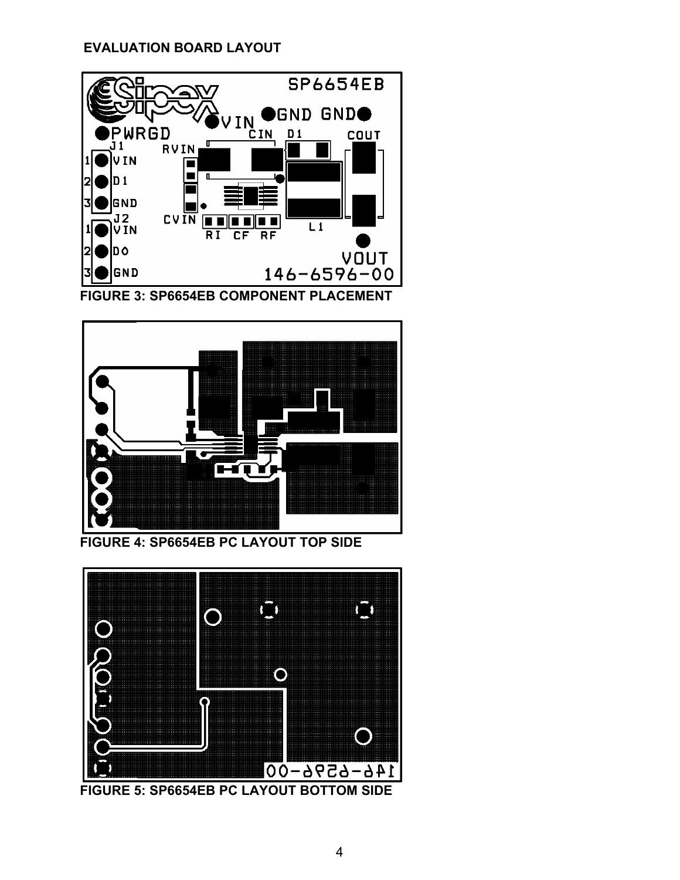## EVALUATION BOARD LAYOUT

SP6654EB

VIN GND GND

PWRGD

J1 RVIN CIN D1 COUT

1 VIN

2 D1

3 GND

J2 CVIN

1 VIN RI CF RF L1

2 DO

3 GND

VOUT

146-6596-00

FIGURE 3: SP6654EB COMPONENT PLACEMENT

FIGURE 4: SP6654EB PC LAYOUT TOP SIDE

146-6596-00

FIGURE 5: SP6654EB PC LAYOUT BOTTOM SIDE